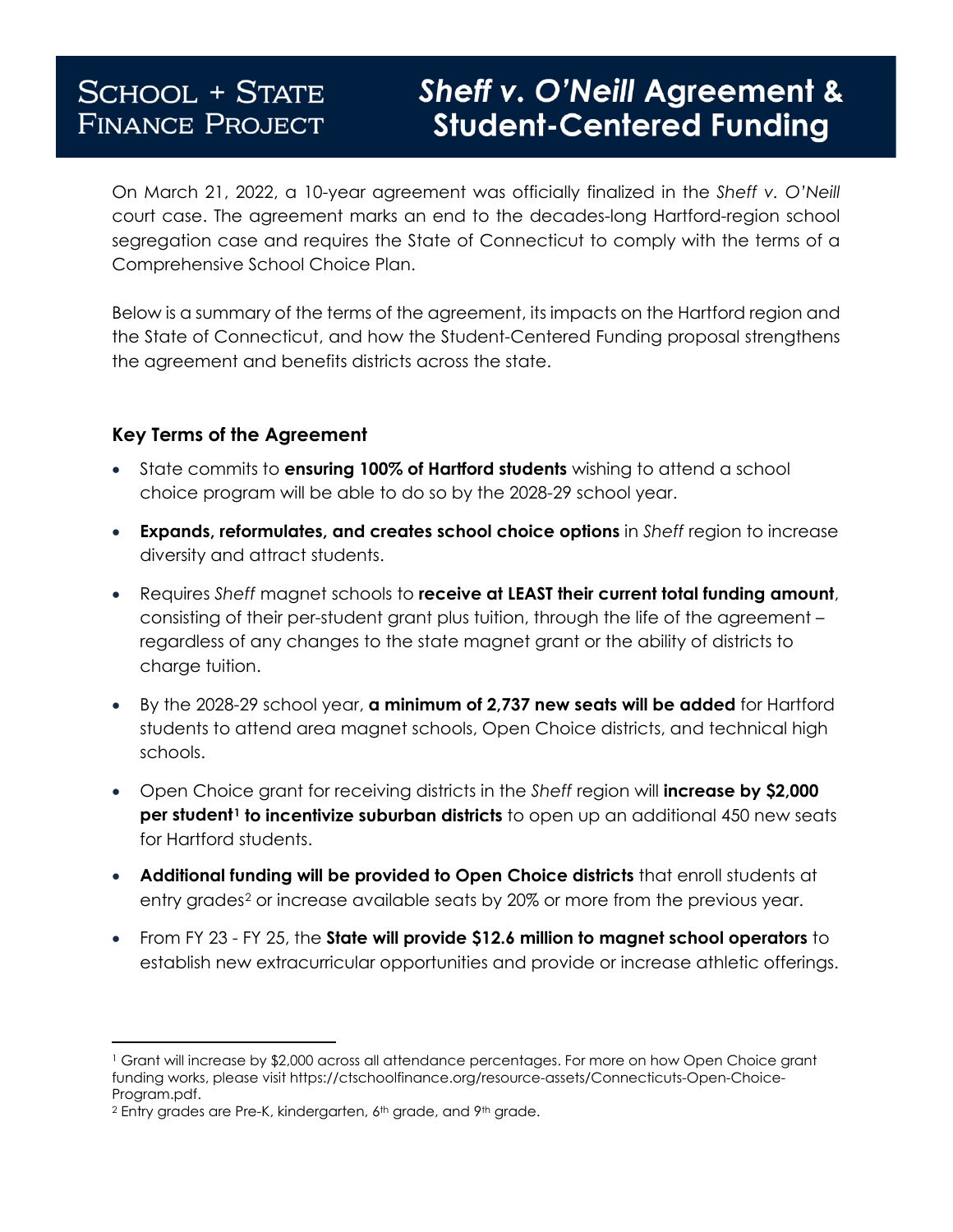SCHOOL + STATE FINANCE PROJECT

# *Sheff v. O'Neill* Agreement & Student-Centered Funding

On March 21, 2022, a 10-year agreement was officially finalized in the *Sheff v. O'Neill* court case. The agreement marks an end to the decades-long Hartford-region school segregation case and requires the State of Connecticut to comply with the terms of a Comprehensive School Choice Plan.

Below is a summary of the terms of the agreement, its impacts on the Hartford region and the State of Connecticut, and how the Student-Centered Funding proposal strengthens the agreement and benefits districts across the state.

### Key Terms of the Agreement

- State commits to **ensuring 100% of Hartford students** wishing to attend a school choice program will be able to do so by the 2028-29 school year.
- **Expands, reformulates, and creates school choice options** in *Sheff* region to increase diversity and attract students.
- Requires *Sheff* magnet schools to **receive at LEAST their current total funding amount**, consisting of their per-student grant plus tuition, through the life of the agreement – regardless of any changes to the state magnet grant or the ability of districts to charge tuition.
- By the 2028-29 school year, **a minimum of 2,737 new seats will be added** for Hartford students to attend area magnet schools, Open Choice districts, and technical high schools.
- Open Choice grant for receiving districts in the *Sheff* region will **increase by $2,000 per student[1] to incentivize suburban districts** to open up an additional 450 new seats for Hartford students.
- **Additional funding will be provided to Open Choice districts** that enroll students at entry grades[2] or increase available seats by 20% or more from the previous year.
- From FY 23 - FY 25, the **State will provide $12.6 million to magnet school operators** to establish new extracurricular opportunities and provide or increase athletic offerings.

---

[1] Grant will increase by $2,000 across all attendance percentages. For more on how Open Choice grant funding works, please visit https://ctschoolfinance.org/resource-assets/Connecticuts-Open-Choice-Program.pdf.

[2] Entry grades are Pre-K, kindergarten, 6th grade, and 9th grade.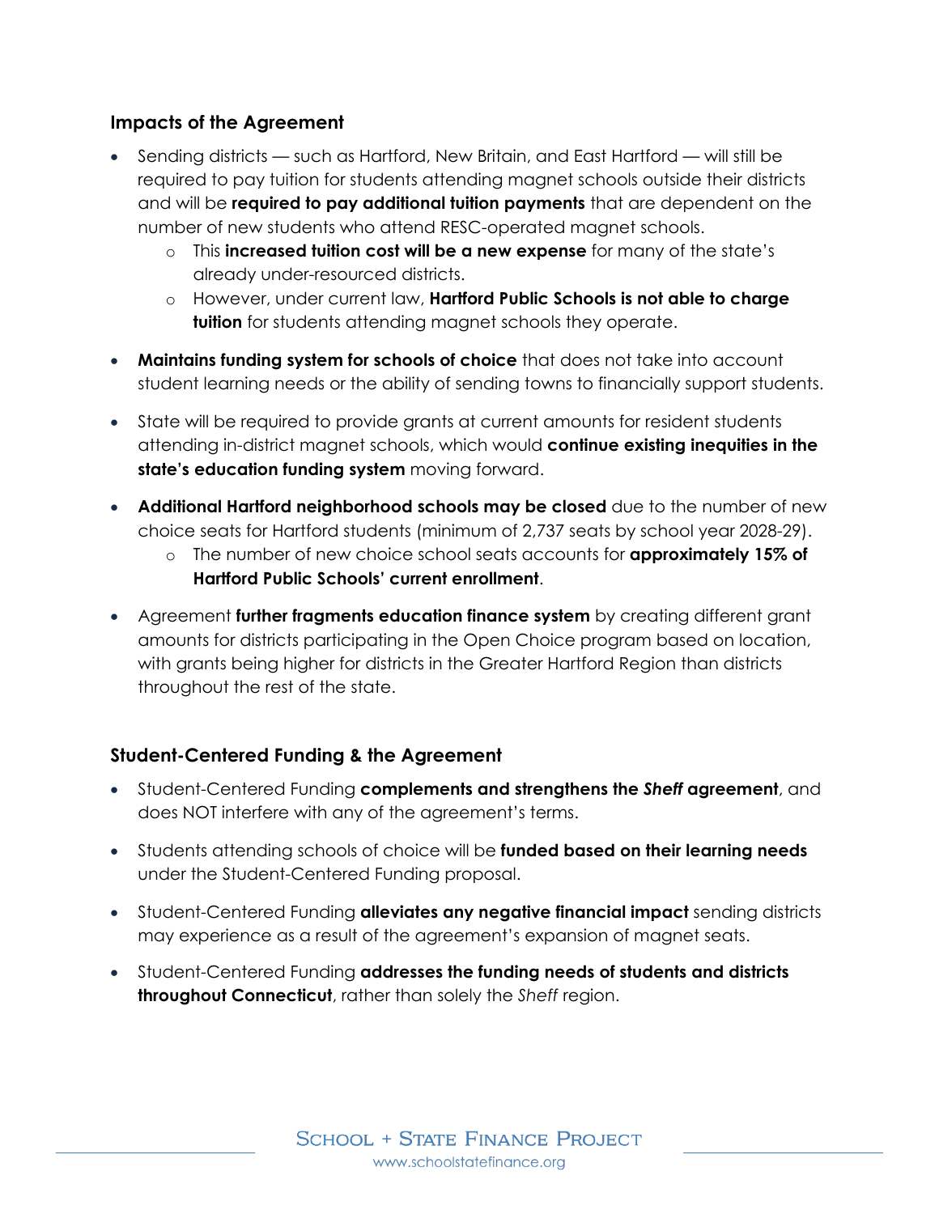## Impacts of the Agreement

- Sending districts — such as Hartford, New Britain, and East Hartford — will still be required to pay tuition for students attending magnet schools outside their districts and will be **required to pay additional tuition payments** that are dependent on the number of new students who attend RESC-operated magnet schools.
    - This **increased tuition cost will be a new expense** for many of the state's already under-resourced districts.
    - However, under current law, **Hartford Public Schools is not able to charge tuition** for students attending magnet schools they operate.
- **Maintains funding system for schools of choice** that does not take into account student learning needs or the ability of sending towns to financially support students.
- State will be required to provide grants at current amounts for resident students attending in-district magnet schools, which would **continue existing inequities in the state's education funding system** moving forward.
- **Additional Hartford neighborhood schools may be closed** due to the number of new choice seats for Hartford students (minimum of 2,737 seats by school year 2028-29).
    - The number of new choice school seats accounts for **approximately 15% of Hartford Public Schools' current enrollment**.
- Agreement **further fragments education finance system** by creating different grant amounts for districts participating in the Open Choice program based on location, with grants being higher for districts in the Greater Hartford Region than districts throughout the rest of the state.

## Student-Centered Funding & the Agreement

- Student-Centered Funding **complements and strengthens the *Sheff* agreement**, and does NOT interfere with any of the agreement's terms.
- Students attending schools of choice will be **funded based on their learning needs** under the Student-Centered Funding proposal.
- Student-Centered Funding **alleviates any negative financial impact** sending districts may experience as a result of the agreement's expansion of magnet seats.
- Student-Centered Funding **addresses the funding needs of students and districts throughout Connecticut**, rather than solely the *Sheff* region.